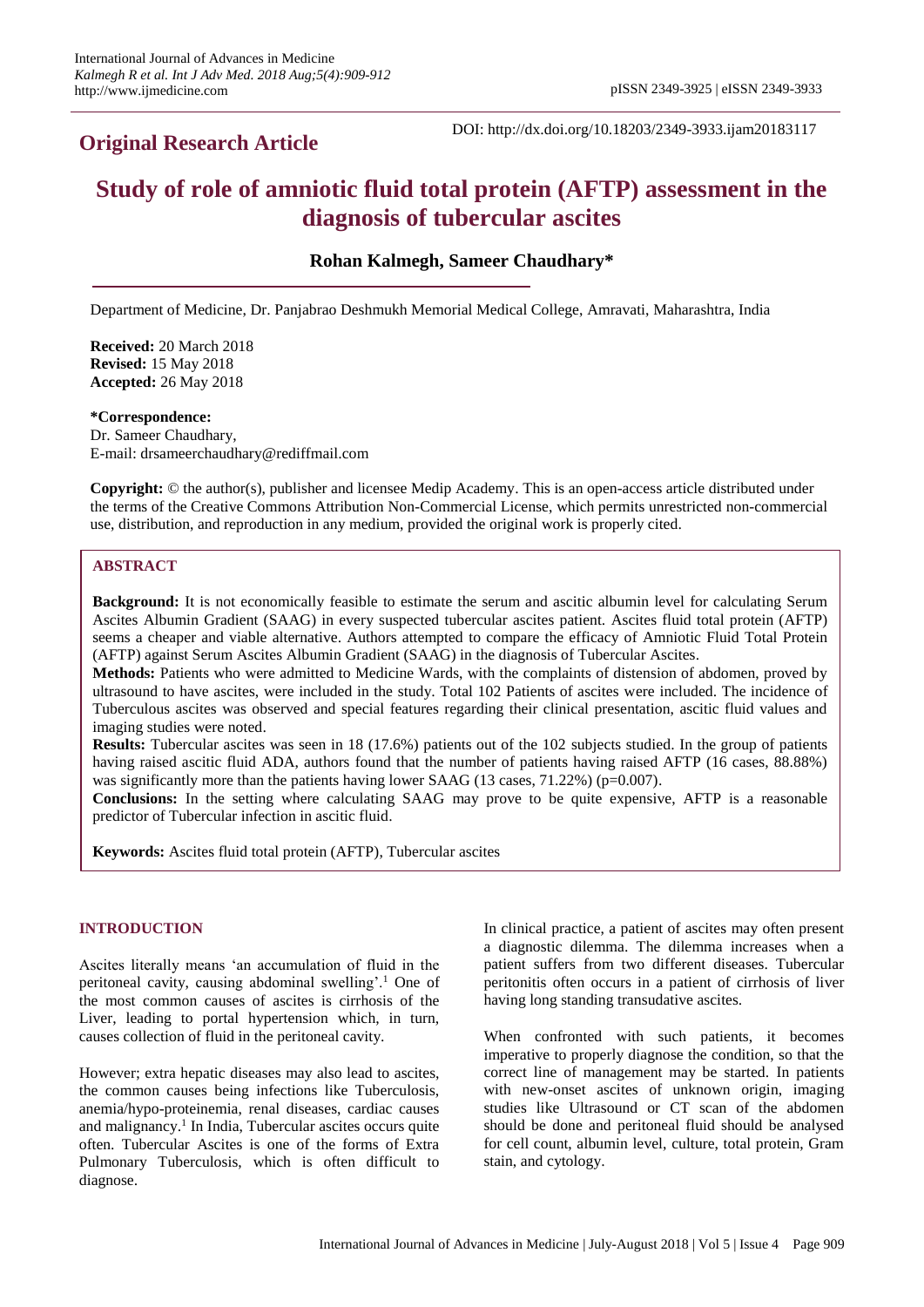## Original Research Article

DOI: http://dx.doi.org/10.18203/2349-3933.ijam20183117

# Study of role of amniotic fluid total protein (AFTP) assessment in the diagnosis of tubercular ascites

**Rohan Kalmegh, Sameer Chaudhary***

Department of Medicine, Dr. Panjabrao Deshmukh Memorial Medical College, Amravati, Maharashtra, India

**Received:** 20 March 2018
**Revised:** 15 May 2018
**Accepted:** 26 May 2018

***Correspondence:**
Dr. Sameer Chaudhary,
E-mail: drsameerchaudhary@rediffmail.com

**Copyright:** © the author(s), publisher and licensee Medip Academy. This is an open-access article distributed under the terms of the Creative Commons Attribution Non-Commercial License, which permits unrestricted non-commercial use, distribution, and reproduction in any medium, provided the original work is properly cited.

## ABSTRACT

**Background:** It is not economically feasible to estimate the serum and ascitic albumin level for calculating Serum Ascites Albumin Gradient (SAAG) in every suspected tubercular ascites patient. Ascites fluid total protein (AFTP) seems a cheaper and viable alternative. Authors attempted to compare the efficacy of Amniotic Fluid Total Protein (AFTP) against Serum Ascites Albumin Gradient (SAAG) in the diagnosis of Tubercular Ascites.

**Methods:** Patients who were admitted to Medicine Wards, with the complaints of distension of abdomen, proved by ultrasound to have ascites, were included in the study. Total 102 Patients of ascites were included. The incidence of Tuberculous ascites was observed and special features regarding their clinical presentation, ascitic fluid values and imaging studies were noted.

**Results:** Tubercular ascites was seen in 18 (17.6%) patients out of the 102 subjects studied. In the group of patients having raised ascitic fluid ADA, authors found that the number of patients having raised AFTP (16 cases, 88.88%) was significantly more than the patients having lower SAAG (13 cases, 71.22%) (p=0.007).

**Conclusions:** In the setting where calculating SAAG may prove to be quite expensive, AFTP is a reasonable predictor of Tubercular infection in ascitic fluid.

**Keywords:** Ascites fluid total protein (AFTP), Tubercular ascites

## INTRODUCTION

Ascites literally means 'an accumulation of fluid in the peritoneal cavity, causing abdominal swelling'.[1] One of the most common causes of ascites is cirrhosis of the Liver, leading to portal hypertension which, in turn, causes collection of fluid in the peritoneal cavity.

However; extra hepatic diseases may also lead to ascites, the common causes being infections like Tuberculosis, anemia/hypo-proteinemia, renal diseases, cardiac causes and malignancy.[1] In India, Tubercular ascites occurs quite often. Tubercular Ascites is one of the forms of Extra Pulmonary Tuberculosis, which is often difficult to diagnose.

In clinical practice, a patient of ascites may often present a diagnostic dilemma. The dilemma increases when a patient suffers from two different diseases. Tubercular peritonitis often occurs in a patient of cirrhosis of liver having long standing transudative ascites.

When confronted with such patients, it becomes imperative to properly diagnose the condition, so that the correct line of management may be started. In patients with new-onset ascites of unknown origin, imaging studies like Ultrasound or CT scan of the abdomen should be done and peritoneal fluid should be analysed for cell count, albumin level, culture, total protein, Gram stain, and cytology.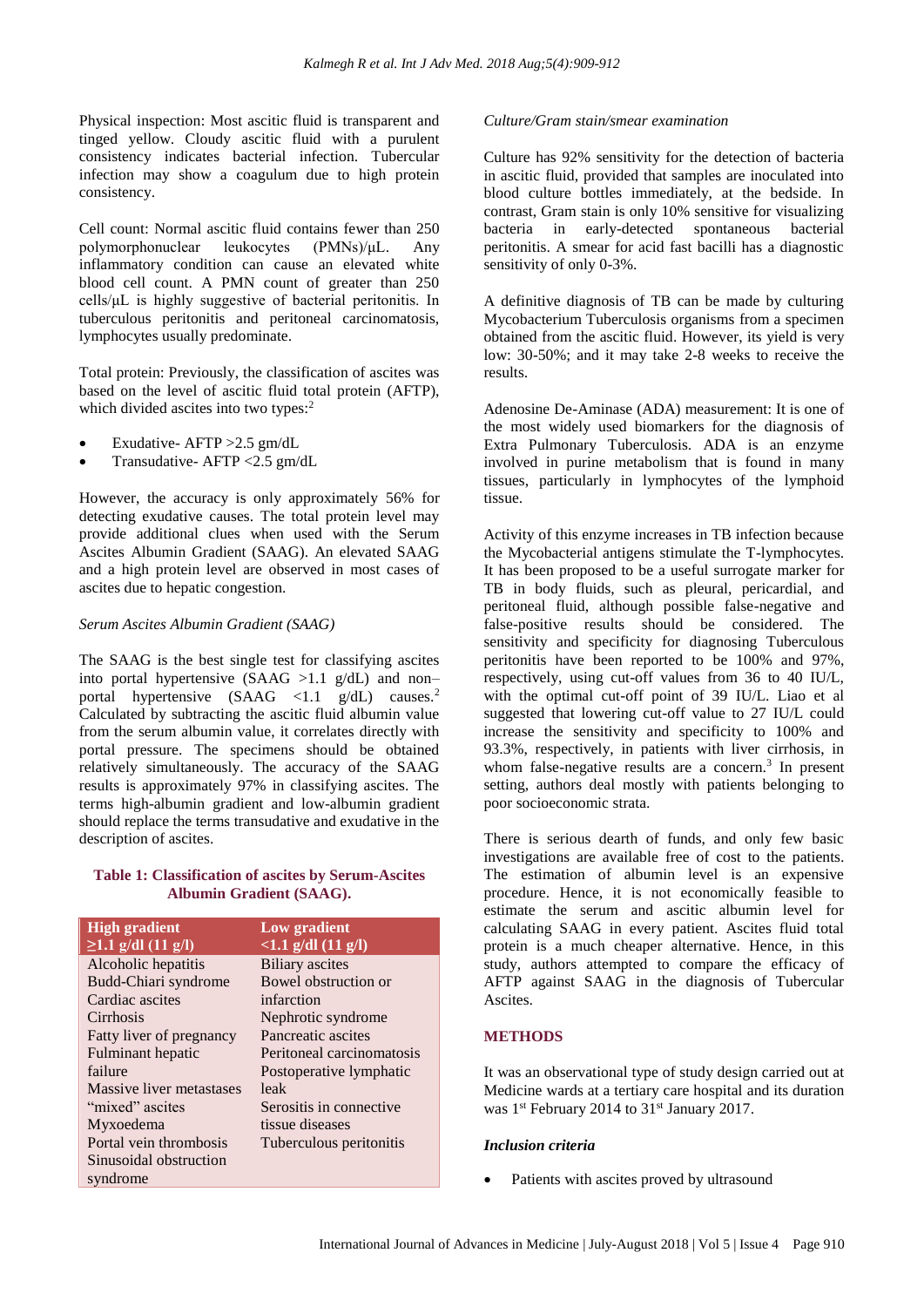Physical inspection: Most ascitic fluid is transparent and tinged yellow. Cloudy ascitic fluid with a purulent consistency indicates bacterial infection. Tubercular infection may show a coagulum due to high protein consistency.

Cell count: Normal ascitic fluid contains fewer than 250 polymorphonuclear leukocytes (PMNs)/μL. Any inflammatory condition can cause an elevated white blood cell count. A PMN count of greater than 250 cells/μL is highly suggestive of bacterial peritonitis. In tuberculous peritonitis and peritoneal carcinomatosis, lymphocytes usually predominate.

Total protein: Previously, the classification of ascites was based on the level of ascitic fluid total protein (AFTP), which divided ascites into two types:[2]

- Exudative- AFTP >2.5 gm/dL
- Transudative- AFTP <2.5 gm/dL

However, the accuracy is only approximately 56% for detecting exudative causes. The total protein level may provide additional clues when used with the Serum Ascites Albumin Gradient (SAAG). An elevated SAAG and a high protein level are observed in most cases of ascites due to hepatic congestion.

*Serum Ascites Albumin Gradient (SAAG)*

The SAAG is the best single test for classifying ascites into portal hypertensive (SAAG >1.1 g/dL) and non–portal hypertensive (SAAG <1.1 g/dL) causes.[2] Calculated by subtracting the ascitic fluid albumin value from the serum albumin value, it correlates directly with portal pressure. The specimens should be obtained relatively simultaneously. The accuracy of the SAAG results is approximately 97% in classifying ascites. The terms high-albumin gradient and low-albumin gradient should replace the terms transudative and exudative in the description of ascites.

**Table 1: Classification of ascites by Serum-Ascites Albumin Gradient (SAAG).**

| High gradient ≥1.1 g/dl (11 g/l) | Low gradient <1.1 g/dl (11 g/l) |
|---|---|
| Alcoholic hepatitis | Biliary ascites |
| Budd-Chiari syndrome | Bowel obstruction or infarction |
| Cardiac ascites | Nephrotic syndrome |
| Cirrhosis | Pancreatic ascites |
| Fatty liver of pregnancy | Peritoneal carcinomatosis |
| Fulminant hepatic failure | Postoperative lymphatic leak |
| Massive liver metastases | Serositis in connective tissue diseases |
| "mixed" ascites | Tuberculous peritonitis |
| Myxoedema | |
| Portal vein thrombosis | |
| Sinusoidal obstruction syndrome | |

*Culture/Gram stain/smear examination*

Culture has 92% sensitivity for the detection of bacteria in ascitic fluid, provided that samples are inoculated into blood culture bottles immediately, at the bedside. In contrast, Gram stain is only 10% sensitive for visualizing bacteria in early-detected spontaneous bacterial peritonitis. A smear for acid fast bacilli has a diagnostic sensitivity of only 0-3%.

A definitive diagnosis of TB can be made by culturing Mycobacterium Tuberculosis organisms from a specimen obtained from the ascitic fluid. However, its yield is very low: 30-50%; and it may take 2-8 weeks to receive the results.

Adenosine De-Aminase (ADA) measurement: It is one of the most widely used biomarkers for the diagnosis of Extra Pulmonary Tuberculosis. ADA is an enzyme involved in purine metabolism that is found in many tissues, particularly in lymphocytes of the lymphoid tissue.

Activity of this enzyme increases in TB infection because the Mycobacterial antigens stimulate the T-lymphocytes. It has been proposed to be a useful surrogate marker for TB in body fluids, such as pleural, pericardial, and peritoneal fluid, although possible false-negative and false-positive results should be considered. The sensitivity and specificity for diagnosing Tuberculous peritonitis have been reported to be 100% and 97%, respectively, using cut-off values from 36 to 40 IU/L, with the optimal cut-off point of 39 IU/L. Liao et al suggested that lowering cut-off value to 27 IU/L could increase the sensitivity and specificity to 100% and 93.3%, respectively, in patients with liver cirrhosis, in whom false-negative results are a concern.[3] In present setting, authors deal mostly with patients belonging to poor socioeconomic strata.

There is serious dearth of funds, and only few basic investigations are available free of cost to the patients. The estimation of albumin level is an expensive procedure. Hence, it is not economically feasible to estimate the serum and ascitic albumin level for calculating SAAG in every patient. Ascites fluid total protein is a much cheaper alternative. Hence, in this study, authors attempted to compare the efficacy of AFTP against SAAG in the diagnosis of Tubercular Ascites.

## METHODS

It was an observational type of study design carried out at Medicine wards at a tertiary care hospital and its duration was 1st February 2014 to 31st January 2017.

***Inclusion criteria***

- Patients with ascites proved by ultrasound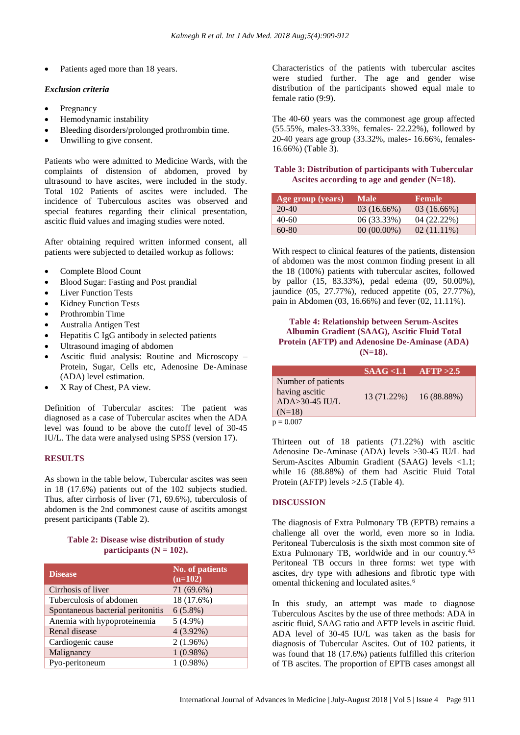- Patients aged more than 18 years.

*Exclusion criteria*

- Pregnancy
- Hemodynamic instability
- Bleeding disorders/prolonged prothrombin time.
- Unwilling to give consent.

Patients who were admitted to Medicine Wards, with the complaints of distension of abdomen, proved by ultrasound to have ascites, were included in the study. Total 102 Patients of ascites were included. The incidence of Tuberculous ascites was observed and special features regarding their clinical presentation, ascitic fluid values and imaging studies were noted.

After obtaining required written informed consent, all patients were subjected to detailed workup as follows:

- Complete Blood Count
- Blood Sugar: Fasting and Post prandial
- Liver Function Tests
- Kidney Function Tests
- Prothrombin Time
- Australia Antigen Test
- Hepatitis C IgG antibody in selected patients
- Ultrasound imaging of abdomen
- Ascitic fluid analysis: Routine and Microscopy – Protein, Sugar, Cells etc, Adenosine De-Aminase (ADA) level estimation.
- X Ray of Chest, PA view.

Definition of Tubercular ascites: The patient was diagnosed as a case of Tubercular ascites when the ADA level was found to be above the cutoff level of 30-45 IU/L. The data were analysed using SPSS (version 17).

## RESULTS

As shown in the table below, Tubercular ascites was seen in 18 (17.6%) patients out of the 102 subjects studied. Thus, after cirrhosis of liver (71, 69.6%), tuberculosis of abdomen is the 2nd commonest cause of ascitits amongst present participants (Table 2).

**Table 2: Disease wise distribution of study participants (N = 102).**

| Disease | No. of patients (n=102) |
|---|---|
| Cirrhosis of liver | 71 (69.6%) |
| Tuberculosis of abdomen | 18 (17.6%) |
| Spontaneous bacterial peritonitis | 6 (5.8%) |
| Anemia with hypoproteinemia | 5 (4.9%) |
| Renal disease | 4 (3.92%) |
| Cardiogenic cause | 2 (1.96%) |
| Malignancy | 1 (0.98%) |
| Pyo-peritoneum | 1 (0.98%) |

Characteristics of the patients with tubercular ascites were studied further. The age and gender wise distribution of the participants showed equal male to female ratio (9:9).

The 40-60 years was the commonest age group affected (55.55%, males-33.33%, females- 22.22%), followed by 20-40 years age group (33.32%, males- 16.66%, females-16.66%) (Table 3).

**Table 3: Distribution of participants with Tubercular Ascites according to age and gender (N=18).**

| Age group (years) | Male | Female |
|---|---|---|
| 20-40 | 03 (16.66%) | 03 (16.66%) |
| 40-60 | 06 (33.33%) | 04 (22.22%) |
| 60-80 | 00 (00.00%) | 02 (11.11%) |

With respect to clinical features of the patients, distension of abdomen was the most common finding present in all the 18 (100%) patients with tubercular ascites, followed by pallor (15, 83.33%), pedal edema (09, 50.00%), jaundice (05, 27.77%), reduced appetite (05, 27.77%), pain in Abdomen (03, 16.66%) and fever (02, 11.11%).

**Table 4: Relationship between Serum-Ascites Albumin Gradient (SAAG), Ascitic Fluid Total Protein (AFTP) and Adenosine De-Aminase (ADA) (N=18).**

| | SAAG <1.1 | AFTP >2.5 |
|---|---|---|
| Number of patients having ascitic ADA>30-45 IU/L (N=18) | 13 (71.22%) | 16 (88.88%) |

p = 0.007

Thirteen out of 18 patients (71.22%) with ascitic Adenosine De-Aminase (ADA) levels >30-45 IU/L had Serum-Ascites Albumin Gradient (SAAG) levels <1.1; while 16 (88.88%) of them had Ascitic Fluid Total Protein (AFTP) levels >2.5 (Table 4).

## DISCUSSION

The diagnosis of Extra Pulmonary TB (EPTB) remains a challenge all over the world, even more so in India. Peritoneal Tuberculosis is the sixth most common site of Extra Pulmonary TB, worldwide and in our country.[4,5] Peritoneal TB occurs in three forms: wet type with ascites, dry type with adhesions and fibrotic type with omental thickening and loculated asites.[6]

In this study, an attempt was made to diagnose Tuberculous Ascites by the use of three methods: ADA in ascitic fluid, SAAG ratio and AFTP levels in ascitic fluid. ADA level of 30-45 IU/L was taken as the basis for diagnosis of Tubercular Ascites. Out of 102 patients, it was found that 18 (17.6%) patients fulfilled this criterion of TB ascites. The proportion of EPTB cases amongst all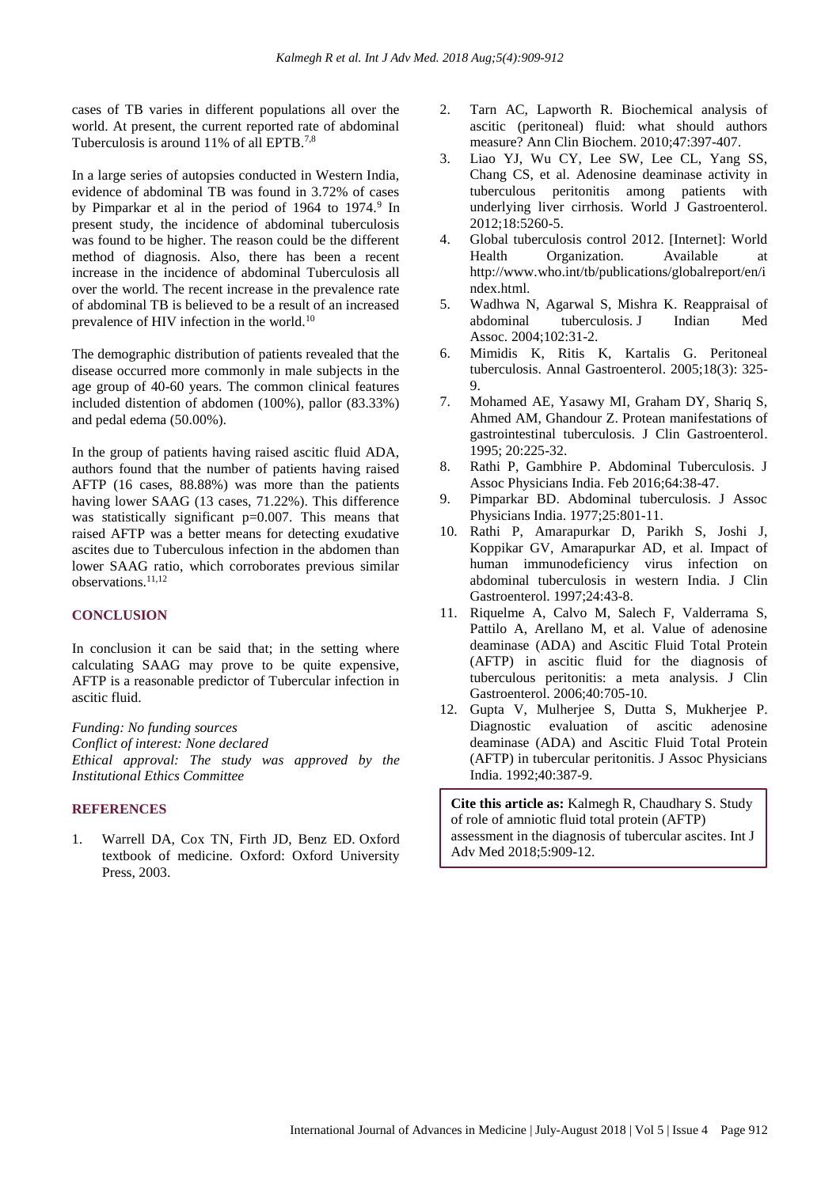cases of TB varies in different populations all over the world. At present, the current reported rate of abdominal Tuberculosis is around 11% of all EPTB.[7,8]

In a large series of autopsies conducted in Western India, evidence of abdominal TB was found in 3.72% of cases by Pimparkar et al in the period of 1964 to 1974.[9] In present study, the incidence of abdominal tuberculosis was found to be higher. The reason could be the different method of diagnosis. Also, there has been a recent increase in the incidence of abdominal Tuberculosis all over the world. The recent increase in the prevalence rate of abdominal TB is believed to be a result of an increased prevalence of HIV infection in the world.[10]

The demographic distribution of patients revealed that the disease occurred more commonly in male subjects in the age group of 40-60 years. The common clinical features included distention of abdomen (100%), pallor (83.33%) and pedal edema (50.00%).

In the group of patients having raised ascitic fluid ADA, authors found that the number of patients having raised AFTP (16 cases, 88.88%) was more than the patients having lower SAAG (13 cases, 71.22%). This difference was statistically significant p=0.007. This means that raised AFTP was a better means for detecting exudative ascites due to Tuberculous infection in the abdomen than lower SAAG ratio, which corroborates previous similar observations.[11,12]

## CONCLUSION

In conclusion it can be said that; in the setting where calculating SAAG may prove to be quite expensive, AFTP is a reasonable predictor of Tubercular infection in ascitic fluid.

*Funding: No funding sources*
*Conflict of interest: None declared*
*Ethical approval: The study was approved by the Institutional Ethics Committee*

## REFERENCES

1. Warrell DA, Cox TN, Firth JD, Benz ED. Oxford textbook of medicine. Oxford: Oxford University Press, 2003.
2. Tarn AC, Lapworth R. Biochemical analysis of ascitic (peritoneal) fluid: what should authors measure? Ann Clin Biochem. 2010;47:397-407.
3. Liao YJ, Wu CY, Lee SW, Lee CL, Yang SS, Chang CS, et al. Adenosine deaminase activity in tuberculous peritonitis among patients with underlying liver cirrhosis. World J Gastroenterol. 2012;18:5260-5.
4. Global tuberculosis control 2012. [Internet]: World Health Organization. Available at http://www.who.int/tb/publications/globalreport/en/index.html.
5. Wadhwa N, Agarwal S, Mishra K. Reappraisal of abdominal tuberculosis. J Indian Med Assoc. 2004;102:31-2.
6. Mimidis K, Ritis K, Kartalis G. Peritoneal tuberculosis. Annal Gastroenterol. 2005;18(3): 325-9.
7. Mohamed AE, Yasawy MI, Graham DY, Shariq S, Ahmed AM, Ghandour Z. Protean manifestations of gastrointestinal tuberculosis. J Clin Gastroenterol. 1995; 20:225-32.
8. Rathi P, Gambhire P. Abdominal Tuberculosis. J Assoc Physicians India. Feb 2016;64:38-47.
9. Pimparkar BD. Abdominal tuberculosis. J Assoc Physicians India. 1977;25:801-11.
10. Rathi P, Amarapurkar D, Parikh S, Joshi J, Koppikar GV, Amarapurkar AD, et al. Impact of human immunodeficiency virus infection on abdominal tuberculosis in western India. J Clin Gastroenterol. 1997;24:43-8.
11. Riquelme A, Calvo M, Salech F, Valderrama S, Pattilo A, Arellano M, et al. Value of adenosine deaminase (ADA) and Ascitic Fluid Total Protein (AFTP) in ascitic fluid for the diagnosis of tuberculous peritonitis: a meta analysis. J Clin Gastroenterol. 2006;40:705-10.
12. Gupta V, Mulherjee S, Dutta S, Mukherjee P. Diagnostic evaluation of ascitic adenosine deaminase (ADA) and Ascitic Fluid Total Protein (AFTP) in tubercular peritonitis. J Assoc Physicians India. 1992;40:387-9.

**Cite this article as:** Kalmegh R, Chaudhary S. Study of role of amniotic fluid total protein (AFTP) assessment in the diagnosis of tubercular ascites. Int J Adv Med 2018;5:909-12.